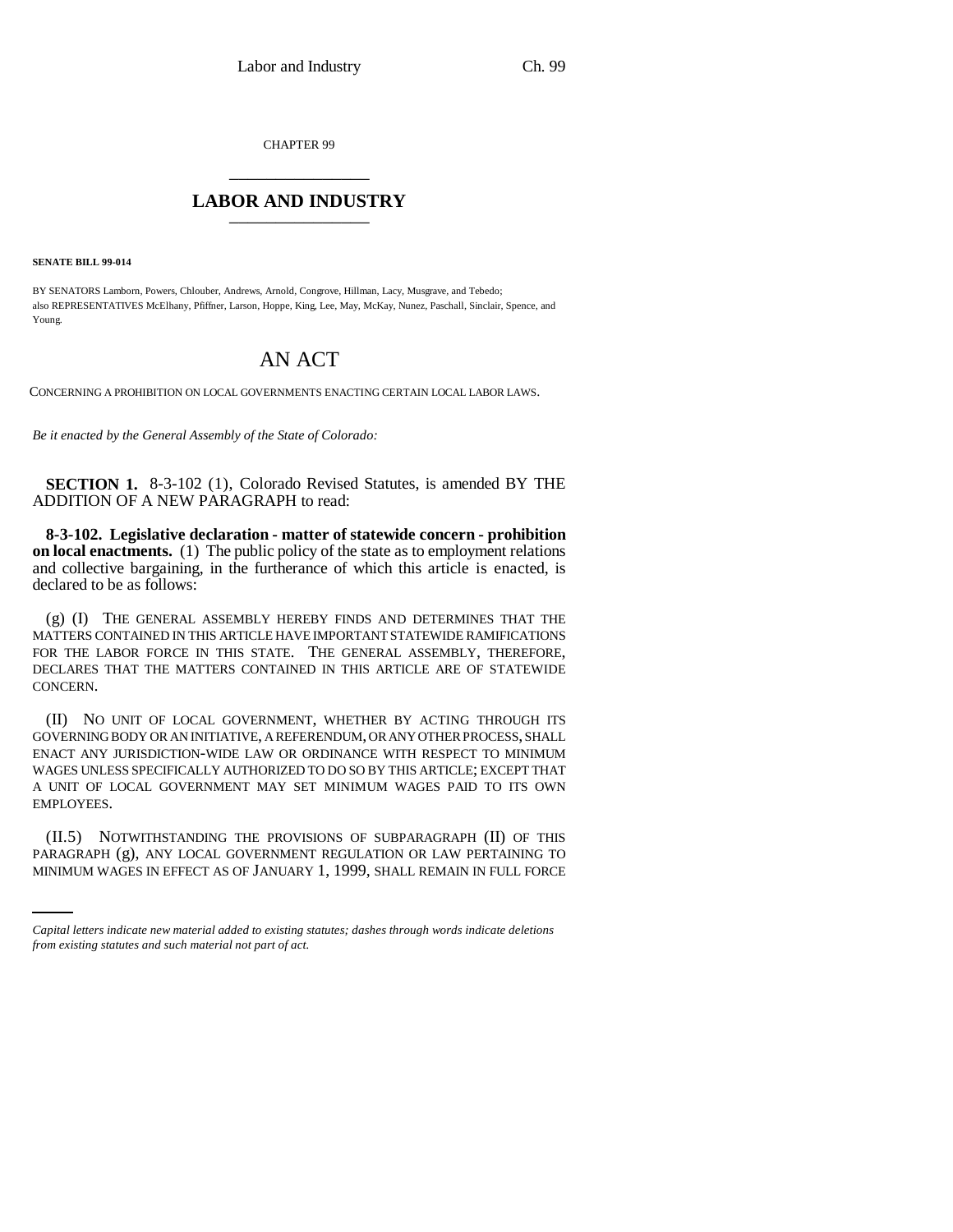CHAPTER 99

## LABOR AND INDUSTRY

**SENATE BILL 99-014**

BY SENATORS Lamborn, Powers, Chlouber, Andrews, Arnold, Congrove, Hillman, Lacy, Musgrave, and Tebedo; also REPRESENTATIVES McElhany, Pfiffner, Larson, Hoppe, King, Lee, May, McKay, Nunez, Paschall, Sinclair, Spence, and Young.

# AN ACT

CONCERNING A PROHIBITION ON LOCAL GOVERNMENTS ENACTING CERTAIN LOCAL LABOR LAWS.

*Be it enacted by the General Assembly of the State of Colorado:*

**SECTION 1.** 8-3-102 (1), Colorado Revised Statutes, is amended BY THE ADDITION OF A NEW PARAGRAPH to read:

**8-3-102. Legislative declaration - matter of statewide concern - prohibition on local enactments.** (1) The public policy of the state as to employment relations and collective bargaining, in the furtherance of which this article is enacted, is declared to be as follows:

(g) (I) THE GENERAL ASSEMBLY HEREBY FINDS AND DETERMINES THAT THE MATTERS CONTAINED IN THIS ARTICLE HAVE IMPORTANT STATEWIDE RAMIFICATIONS FOR THE LABOR FORCE IN THIS STATE. THE GENERAL ASSEMBLY, THEREFORE, DECLARES THAT THE MATTERS CONTAINED IN THIS ARTICLE ARE OF STATEWIDE CONCERN.

(II) NO UNIT OF LOCAL GOVERNMENT, WHETHER BY ACTING THROUGH ITS GOVERNING BODY OR AN INITIATIVE, A REFERENDUM, OR ANY OTHER PROCESS, SHALL ENACT ANY JURISDICTION-WIDE LAW OR ORDINANCE WITH RESPECT TO MINIMUM WAGES UNLESS SPECIFICALLY AUTHORIZED TO DO SO BY THIS ARTICLE; EXCEPT THAT A UNIT OF LOCAL GOVERNMENT MAY SET MINIMUM WAGES PAID TO ITS OWN EMPLOYEES.

(II.5) NOTWITHSTANDING THE PROVISIONS OF SUBPARAGRAPH (II) OF THIS PARAGRAPH (g), ANY LOCAL GOVERNMENT REGULATION OR LAW PERTAINING TO MINIMUM WAGES IN EFFECT AS OF JANUARY 1, 1999, SHALL REMAIN IN FULL FORCE

*Capital letters indicate new material added to existing statutes; dashes through words indicate deletions from existing statutes and such material not part of act.*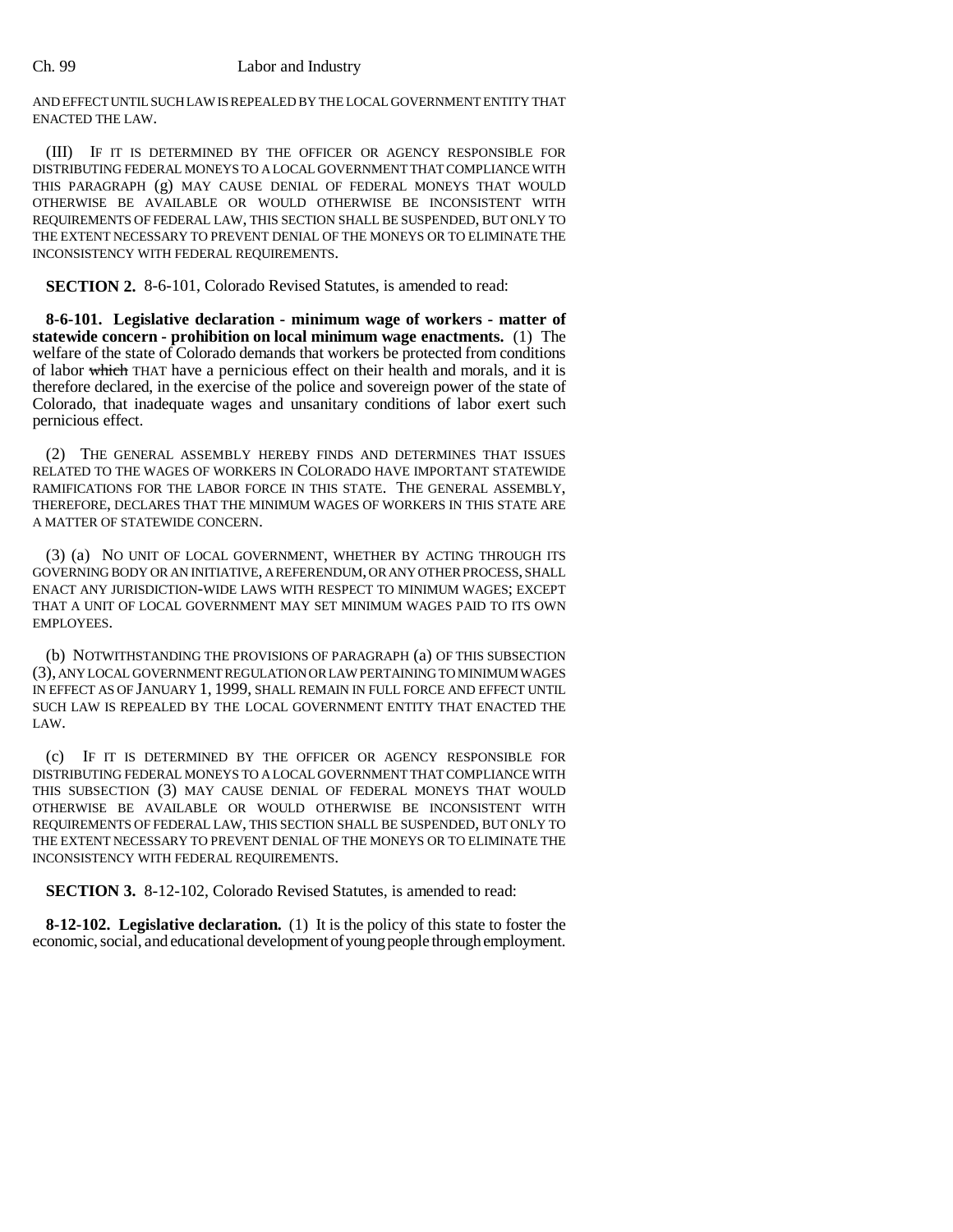AND EFFECT UNTIL SUCH LAW IS REPEALED BY THE LOCAL GOVERNMENT ENTITY THAT ENACTED THE LAW.

(III) IF IT IS DETERMINED BY THE OFFICER OR AGENCY RESPONSIBLE FOR DISTRIBUTING FEDERAL MONEYS TO A LOCAL GOVERNMENT THAT COMPLIANCE WITH THIS PARAGRAPH (g) MAY CAUSE DENIAL OF FEDERAL MONEYS THAT WOULD OTHERWISE BE AVAILABLE OR WOULD OTHERWISE BE INCONSISTENT WITH REQUIREMENTS OF FEDERAL LAW, THIS SECTION SHALL BE SUSPENDED, BUT ONLY TO THE EXTENT NECESSARY TO PREVENT DENIAL OF THE MONEYS OR TO ELIMINATE THE INCONSISTENCY WITH FEDERAL REQUIREMENTS.

**SECTION 2.** 8-6-101, Colorado Revised Statutes, is amended to read:

**8-6-101. Legislative declaration - minimum wage of workers - matter of statewide concern - prohibition on local minimum wage enactments.** (1) The welfare of the state of Colorado demands that workers be protected from conditions of labor ~~which~~ THAT have a pernicious effect on their health and morals, and it is therefore declared, in the exercise of the police and sovereign power of the state of Colorado, that inadequate wages and unsanitary conditions of labor exert such pernicious effect.

(2) THE GENERAL ASSEMBLY HEREBY FINDS AND DETERMINES THAT ISSUES RELATED TO THE WAGES OF WORKERS IN COLORADO HAVE IMPORTANT STATEWIDE RAMIFICATIONS FOR THE LABOR FORCE IN THIS STATE. THE GENERAL ASSEMBLY, THEREFORE, DECLARES THAT THE MINIMUM WAGES OF WORKERS IN THIS STATE ARE A MATTER OF STATEWIDE CONCERN.

(3) (a) NO UNIT OF LOCAL GOVERNMENT, WHETHER BY ACTING THROUGH ITS GOVERNING BODY OR AN INITIATIVE, A REFERENDUM, OR ANY OTHER PROCESS, SHALL ENACT ANY JURISDICTION-WIDE LAWS WITH RESPECT TO MINIMUM WAGES; EXCEPT THAT A UNIT OF LOCAL GOVERNMENT MAY SET MINIMUM WAGES PAID TO ITS OWN EMPLOYEES.

(b) NOTWITHSTANDING THE PROVISIONS OF PARAGRAPH (a) OF THIS SUBSECTION (3), ANY LOCAL GOVERNMENT REGULATION OR LAW PERTAINING TO MINIMUM WAGES IN EFFECT AS OF JANUARY 1, 1999, SHALL REMAIN IN FULL FORCE AND EFFECT UNTIL SUCH LAW IS REPEALED BY THE LOCAL GOVERNMENT ENTITY THAT ENACTED THE LAW.

(c) IF IT IS DETERMINED BY THE OFFICER OR AGENCY RESPONSIBLE FOR DISTRIBUTING FEDERAL MONEYS TO A LOCAL GOVERNMENT THAT COMPLIANCE WITH THIS SUBSECTION (3) MAY CAUSE DENIAL OF FEDERAL MONEYS THAT WOULD OTHERWISE BE AVAILABLE OR WOULD OTHERWISE BE INCONSISTENT WITH REQUIREMENTS OF FEDERAL LAW, THIS SECTION SHALL BE SUSPENDED, BUT ONLY TO THE EXTENT NECESSARY TO PREVENT DENIAL OF THE MONEYS OR TO ELIMINATE THE INCONSISTENCY WITH FEDERAL REQUIREMENTS.

**SECTION 3.** 8-12-102, Colorado Revised Statutes, is amended to read:

**8-12-102. Legislative declaration.** (1) It is the policy of this state to foster the economic, social, and educational development of young people through employment.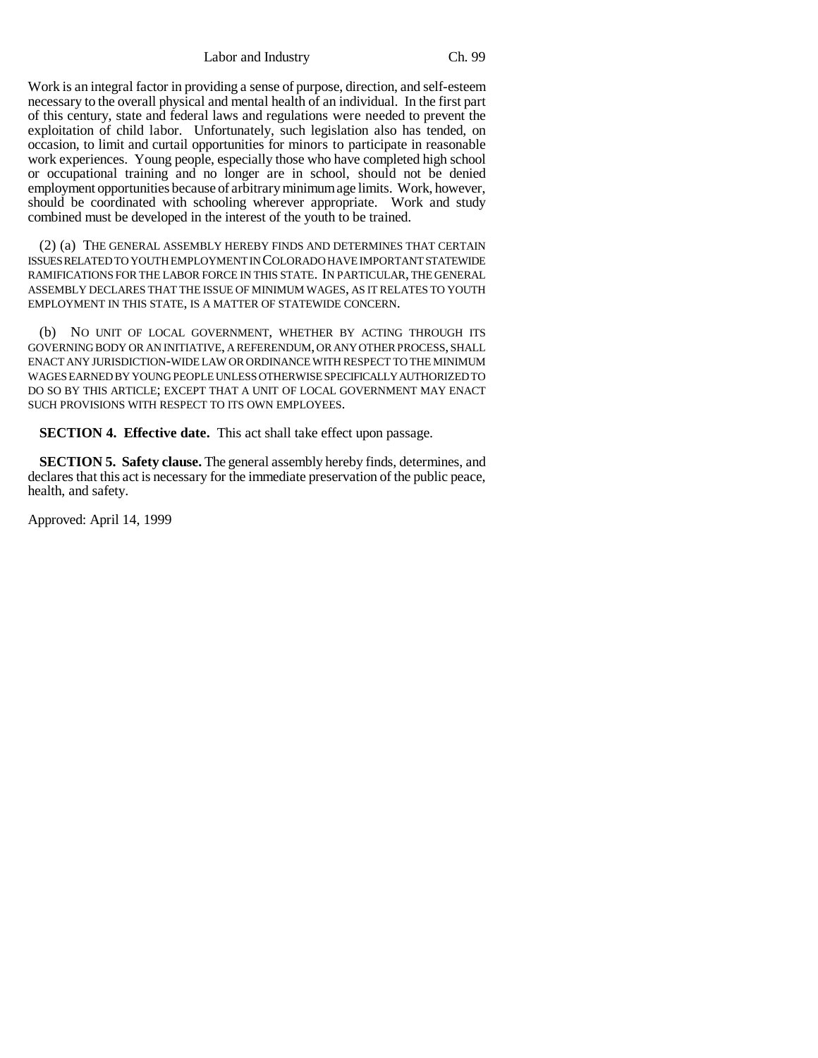Work is an integral factor in providing a sense of purpose, direction, and self-esteem necessary to the overall physical and mental health of an individual. In the first part of this century, state and federal laws and regulations were needed to prevent the exploitation of child labor. Unfortunately, such legislation also has tended, on occasion, to limit and curtail opportunities for minors to participate in reasonable work experiences. Young people, especially those who have completed high school or occupational training and no longer are in school, should not be denied employment opportunities because of arbitrary minimum age limits. Work, however, should be coordinated with schooling wherever appropriate. Work and study combined must be developed in the interest of the youth to be trained.

(2) (a) THE GENERAL ASSEMBLY HEREBY FINDS AND DETERMINES THAT CERTAIN ISSUES RELATED TO YOUTH EMPLOYMENT IN COLORADO HAVE IMPORTANT STATEWIDE RAMIFICATIONS FOR THE LABOR FORCE IN THIS STATE. IN PARTICULAR, THE GENERAL ASSEMBLY DECLARES THAT THE ISSUE OF MINIMUM WAGES, AS IT RELATES TO YOUTH EMPLOYMENT IN THIS STATE, IS A MATTER OF STATEWIDE CONCERN.

(b) NO UNIT OF LOCAL GOVERNMENT, WHETHER BY ACTING THROUGH ITS GOVERNING BODY OR AN INITIATIVE, A REFERENDUM, OR ANY OTHER PROCESS, SHALL ENACT ANY JURISDICTION-WIDE LAW OR ORDINANCE WITH RESPECT TO THE MINIMUM WAGES EARNED BY YOUNG PEOPLE UNLESS OTHERWISE SPECIFICALLY AUTHORIZED TO DO SO BY THIS ARTICLE; EXCEPT THAT A UNIT OF LOCAL GOVERNMENT MAY ENACT SUCH PROVISIONS WITH RESPECT TO ITS OWN EMPLOYEES.

**SECTION 4. Effective date.** This act shall take effect upon passage.

**SECTION 5. Safety clause.** The general assembly hereby finds, determines, and declares that this act is necessary for the immediate preservation of the public peace, health, and safety.

Approved: April 14, 1999